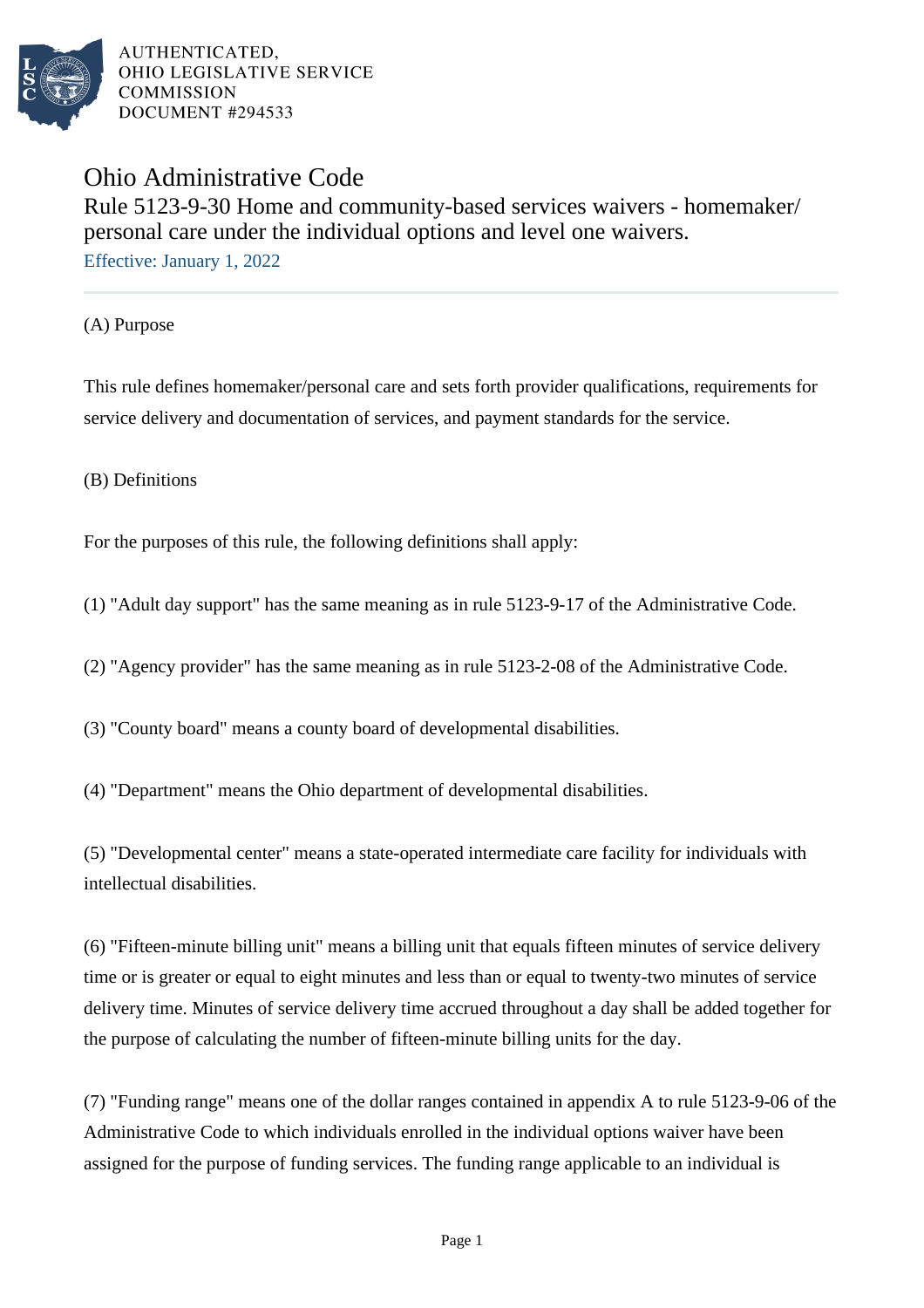AUTHENTICATED,
OHIO LEGISLATIVE SERVICE
COMMISSION
DOCUMENT #294533

# Ohio Administrative Code

## Rule 5123-9-30 Home and community-based services waivers - homemaker/ personal care under the individual options and level one waivers.

Effective: January 1, 2022

(A) Purpose

This rule defines homemaker/personal care and sets forth provider qualifications, requirements for service delivery and documentation of services, and payment standards for the service.

(B) Definitions

For the purposes of this rule, the following definitions shall apply:

(1) "Adult day support" has the same meaning as in rule 5123-9-17 of the Administrative Code.

(2) "Agency provider" has the same meaning as in rule 5123-2-08 of the Administrative Code.

(3) "County board" means a county board of developmental disabilities.

(4) "Department" means the Ohio department of developmental disabilities.

(5) "Developmental center" means a state-operated intermediate care facility for individuals with intellectual disabilities.

(6) "Fifteen-minute billing unit" means a billing unit that equals fifteen minutes of service delivery time or is greater or equal to eight minutes and less than or equal to twenty-two minutes of service delivery time. Minutes of service delivery time accrued throughout a day shall be added together for the purpose of calculating the number of fifteen-minute billing units for the day.

(7) "Funding range" means one of the dollar ranges contained in appendix A to rule 5123-9-06 of the Administrative Code to which individuals enrolled in the individual options waiver have been assigned for the purpose of funding services. The funding range applicable to an individual is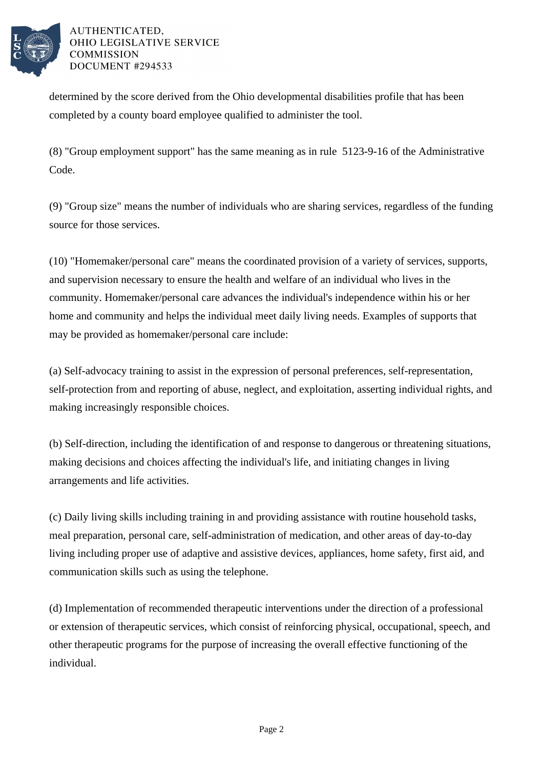determined by the score derived from the Ohio developmental disabilities profile that has been completed by a county board employee qualified to administer the tool.

(8) "Group employment support" has the same meaning as in rule 5123-9-16 of the Administrative Code.

(9) "Group size" means the number of individuals who are sharing services, regardless of the funding source for those services.

(10) "Homemaker/personal care" means the coordinated provision of a variety of services, supports, and supervision necessary to ensure the health and welfare of an individual who lives in the community. Homemaker/personal care advances the individual's independence within his or her home and community and helps the individual meet daily living needs. Examples of supports that may be provided as homemaker/personal care include:

(a) Self-advocacy training to assist in the expression of personal preferences, self-representation, self-protection from and reporting of abuse, neglect, and exploitation, asserting individual rights, and making increasingly responsible choices.

(b) Self-direction, including the identification of and response to dangerous or threatening situations, making decisions and choices affecting the individual's life, and initiating changes in living arrangements and life activities.

(c) Daily living skills including training in and providing assistance with routine household tasks, meal preparation, personal care, self-administration of medication, and other areas of day-to-day living including proper use of adaptive and assistive devices, appliances, home safety, first aid, and communication skills such as using the telephone.

(d) Implementation of recommended therapeutic interventions under the direction of a professional or extension of therapeutic services, which consist of reinforcing physical, occupational, speech, and other therapeutic programs for the purpose of increasing the overall effective functioning of the individual.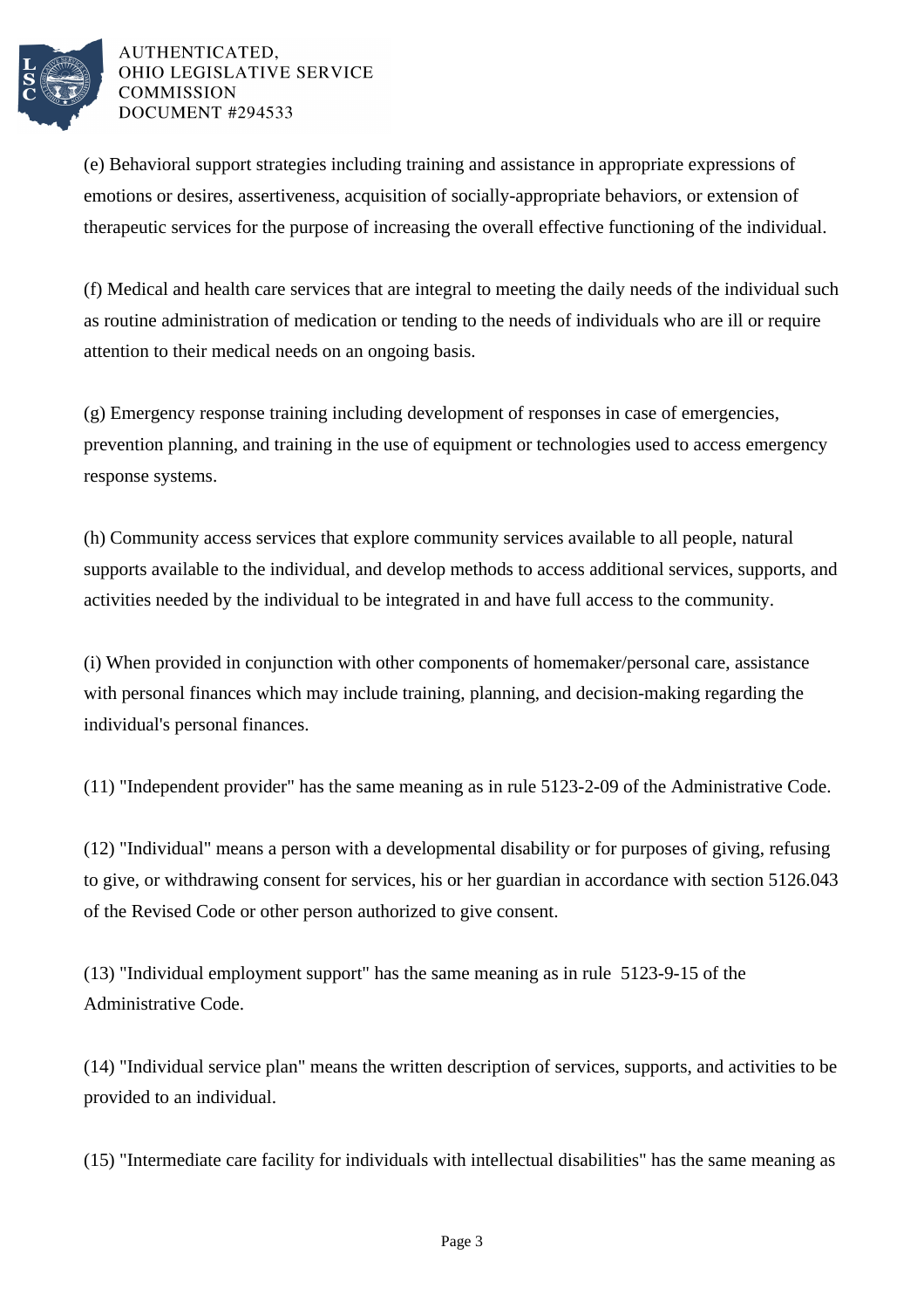(e) Behavioral support strategies including training and assistance in appropriate expressions of emotions or desires, assertiveness, acquisition of socially-appropriate behaviors, or extension of therapeutic services for the purpose of increasing the overall effective functioning of the individual.

(f) Medical and health care services that are integral to meeting the daily needs of the individual such as routine administration of medication or tending to the needs of individuals who are ill or require attention to their medical needs on an ongoing basis.

(g) Emergency response training including development of responses in case of emergencies, prevention planning, and training in the use of equipment or technologies used to access emergency response systems.

(h) Community access services that explore community services available to all people, natural supports available to the individual, and develop methods to access additional services, supports, and activities needed by the individual to be integrated in and have full access to the community.

(i) When provided in conjunction with other components of homemaker/personal care, assistance with personal finances which may include training, planning, and decision-making regarding the individual's personal finances.

(11) "Independent provider" has the same meaning as in rule 5123-2-09 of the Administrative Code.

(12) "Individual" means a person with a developmental disability or for purposes of giving, refusing to give, or withdrawing consent for services, his or her guardian in accordance with section 5126.043 of the Revised Code or other person authorized to give consent.

(13) "Individual employment support" has the same meaning as in rule 5123-9-15 of the Administrative Code.

(14) "Individual service plan" means the written description of services, supports, and activities to be provided to an individual.

(15) "Intermediate care facility for individuals with intellectual disabilities" has the same meaning as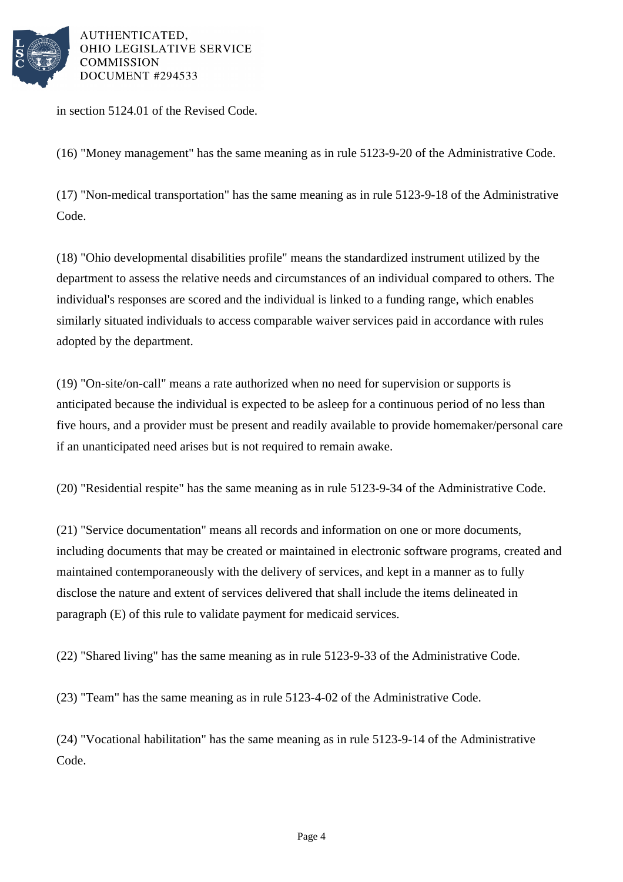in section 5124.01 of the Revised Code.

(16) "Money management" has the same meaning as in rule 5123-9-20 of the Administrative Code.

(17) "Non-medical transportation" has the same meaning as in rule 5123-9-18 of the Administrative Code.

(18) "Ohio developmental disabilities profile" means the standardized instrument utilized by the department to assess the relative needs and circumstances of an individual compared to others. The individual's responses are scored and the individual is linked to a funding range, which enables similarly situated individuals to access comparable waiver services paid in accordance with rules adopted by the department.

(19) "On-site/on-call" means a rate authorized when no need for supervision or supports is anticipated because the individual is expected to be asleep for a continuous period of no less than five hours, and a provider must be present and readily available to provide homemaker/personal care if an unanticipated need arises but is not required to remain awake.

(20) "Residential respite" has the same meaning as in rule 5123-9-34 of the Administrative Code.

(21) "Service documentation" means all records and information on one or more documents, including documents that may be created or maintained in electronic software programs, created and maintained contemporaneously with the delivery of services, and kept in a manner as to fully disclose the nature and extent of services delivered that shall include the items delineated in paragraph (E) of this rule to validate payment for medicaid services.

(22) "Shared living" has the same meaning as in rule 5123-9-33 of the Administrative Code.

(23) "Team" has the same meaning as in rule 5123-4-02 of the Administrative Code.

(24) "Vocational habilitation" has the same meaning as in rule 5123-9-14 of the Administrative Code.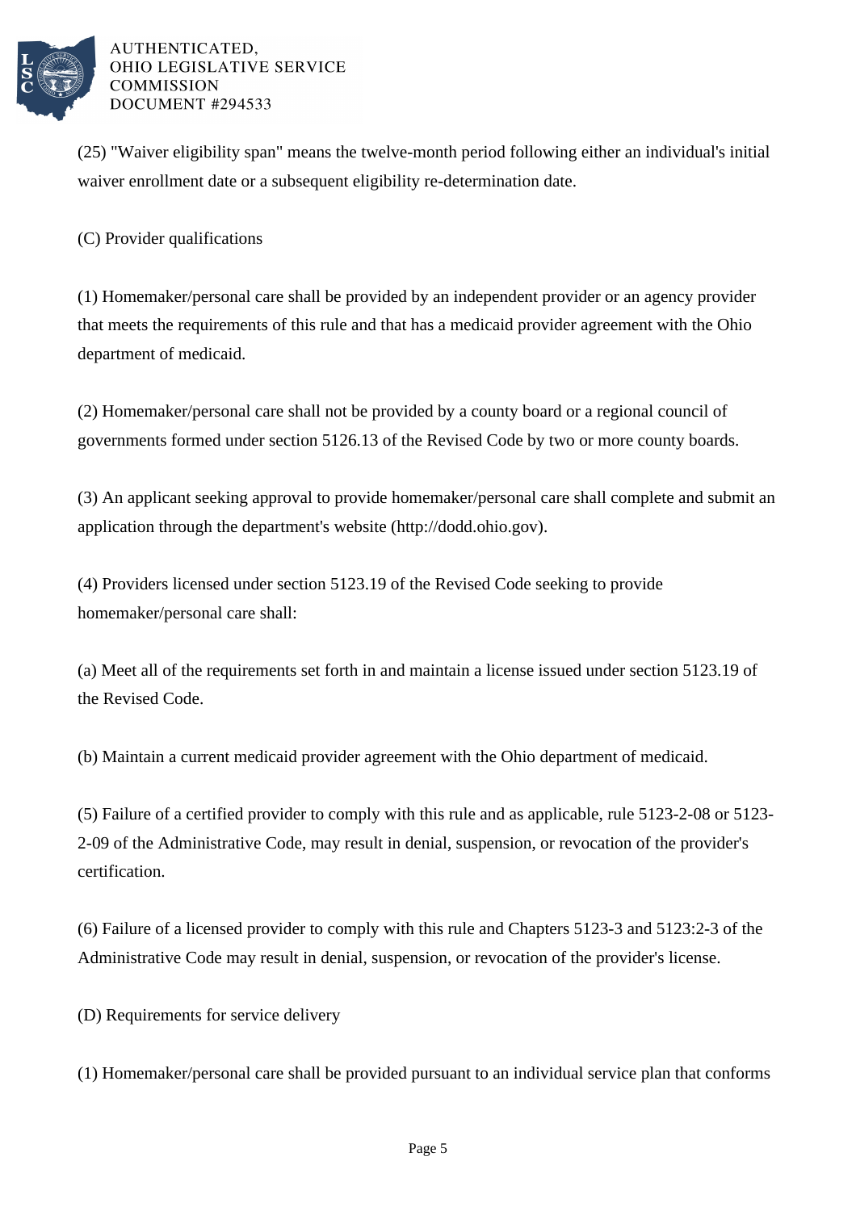(25) "Waiver eligibility span" means the twelve-month period following either an individual's initial waiver enrollment date or a subsequent eligibility re-determination date.

(C) Provider qualifications

(1) Homemaker/personal care shall be provided by an independent provider or an agency provider that meets the requirements of this rule and that has a medicaid provider agreement with the Ohio department of medicaid.

(2) Homemaker/personal care shall not be provided by a county board or a regional council of governments formed under section 5126.13 of the Revised Code by two or more county boards.

(3) An applicant seeking approval to provide homemaker/personal care shall complete and submit an application through the department's website (http://dodd.ohio.gov).

(4) Providers licensed under section 5123.19 of the Revised Code seeking to provide homemaker/personal care shall:

(a) Meet all of the requirements set forth in and maintain a license issued under section 5123.19 of the Revised Code.

(b) Maintain a current medicaid provider agreement with the Ohio department of medicaid.

(5) Failure of a certified provider to comply with this rule and as applicable, rule 5123-2-08 or 5123-2-09 of the Administrative Code, may result in denial, suspension, or revocation of the provider's certification.

(6) Failure of a licensed provider to comply with this rule and Chapters 5123-3 and 5123:2-3 of the Administrative Code may result in denial, suspension, or revocation of the provider's license.

(D) Requirements for service delivery

(1) Homemaker/personal care shall be provided pursuant to an individual service plan that conforms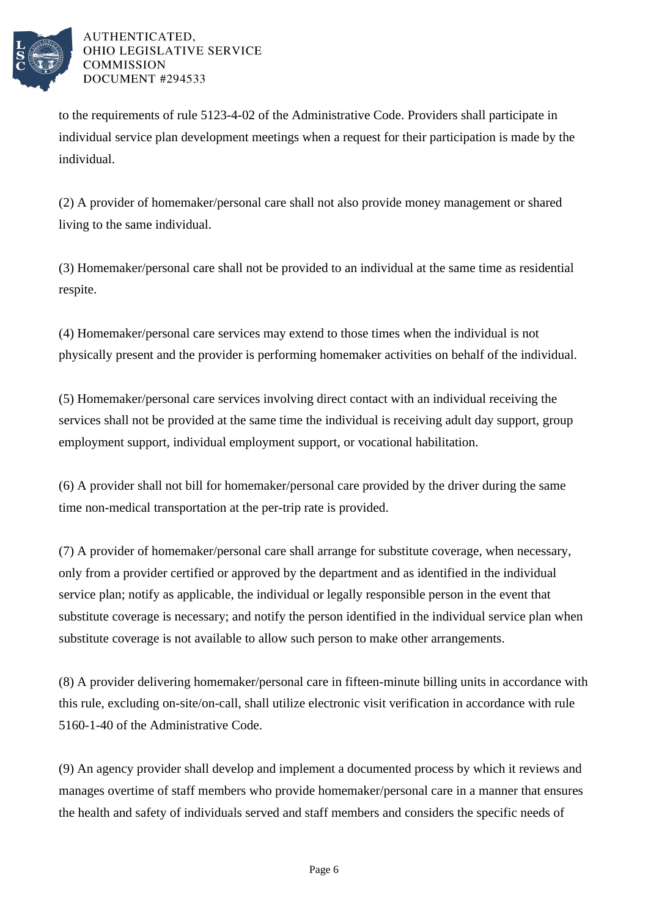to the requirements of rule 5123-4-02 of the Administrative Code. Providers shall participate in individual service plan development meetings when a request for their participation is made by the individual.

(2) A provider of homemaker/personal care shall not also provide money management or shared living to the same individual.

(3) Homemaker/personal care shall not be provided to an individual at the same time as residential respite.

(4) Homemaker/personal care services may extend to those times when the individual is not physically present and the provider is performing homemaker activities on behalf of the individual.

(5) Homemaker/personal care services involving direct contact with an individual receiving the services shall not be provided at the same time the individual is receiving adult day support, group employment support, individual employment support, or vocational habilitation.

(6) A provider shall not bill for homemaker/personal care provided by the driver during the same time non-medical transportation at the per-trip rate is provided.

(7) A provider of homemaker/personal care shall arrange for substitute coverage, when necessary, only from a provider certified or approved by the department and as identified in the individual service plan; notify as applicable, the individual or legally responsible person in the event that substitute coverage is necessary; and notify the person identified in the individual service plan when substitute coverage is not available to allow such person to make other arrangements.

(8) A provider delivering homemaker/personal care in fifteen-minute billing units in accordance with this rule, excluding on-site/on-call, shall utilize electronic visit verification in accordance with rule 5160-1-40 of the Administrative Code.

(9) An agency provider shall develop and implement a documented process by which it reviews and manages overtime of staff members who provide homemaker/personal care in a manner that ensures the health and safety of individuals served and staff members and considers the specific needs of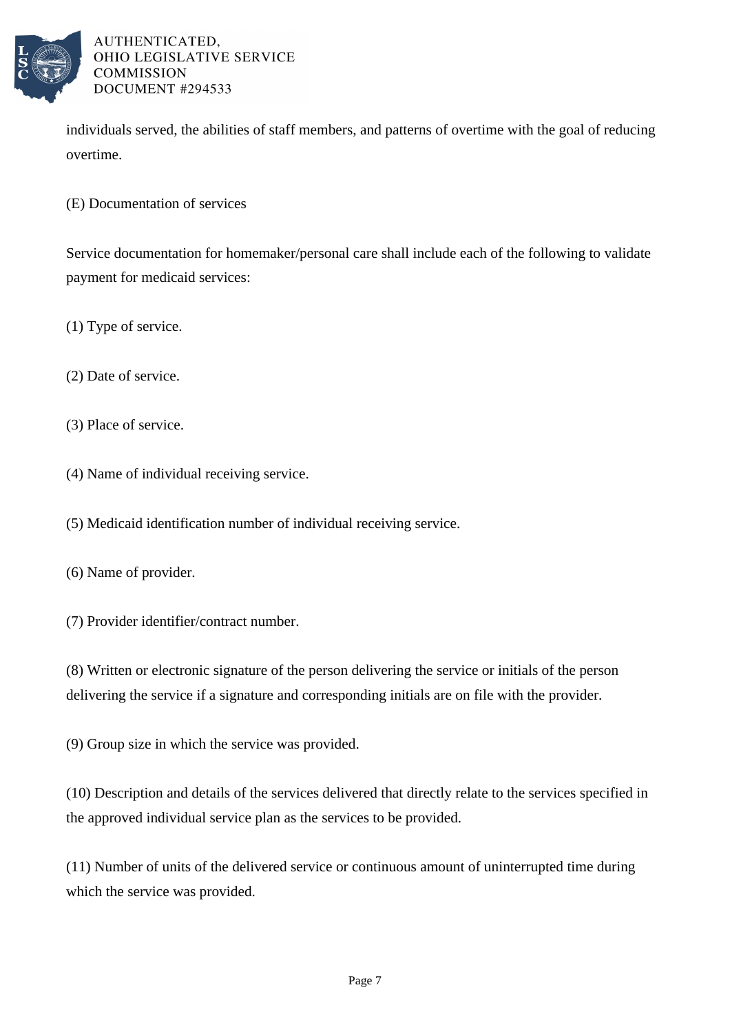individuals served, the abilities of staff members, and patterns of overtime with the goal of reducing overtime.

(E) Documentation of services

Service documentation for homemaker/personal care shall include each of the following to validate payment for medicaid services:

(1) Type of service.

(2) Date of service.

(3) Place of service.

(4) Name of individual receiving service.

(5) Medicaid identification number of individual receiving service.

(6) Name of provider.

(7) Provider identifier/contract number.

(8) Written or electronic signature of the person delivering the service or initials of the person delivering the service if a signature and corresponding initials are on file with the provider.

(9) Group size in which the service was provided.

(10) Description and details of the services delivered that directly relate to the services specified in the approved individual service plan as the services to be provided.

(11) Number of units of the delivered service or continuous amount of uninterrupted time during which the service was provided.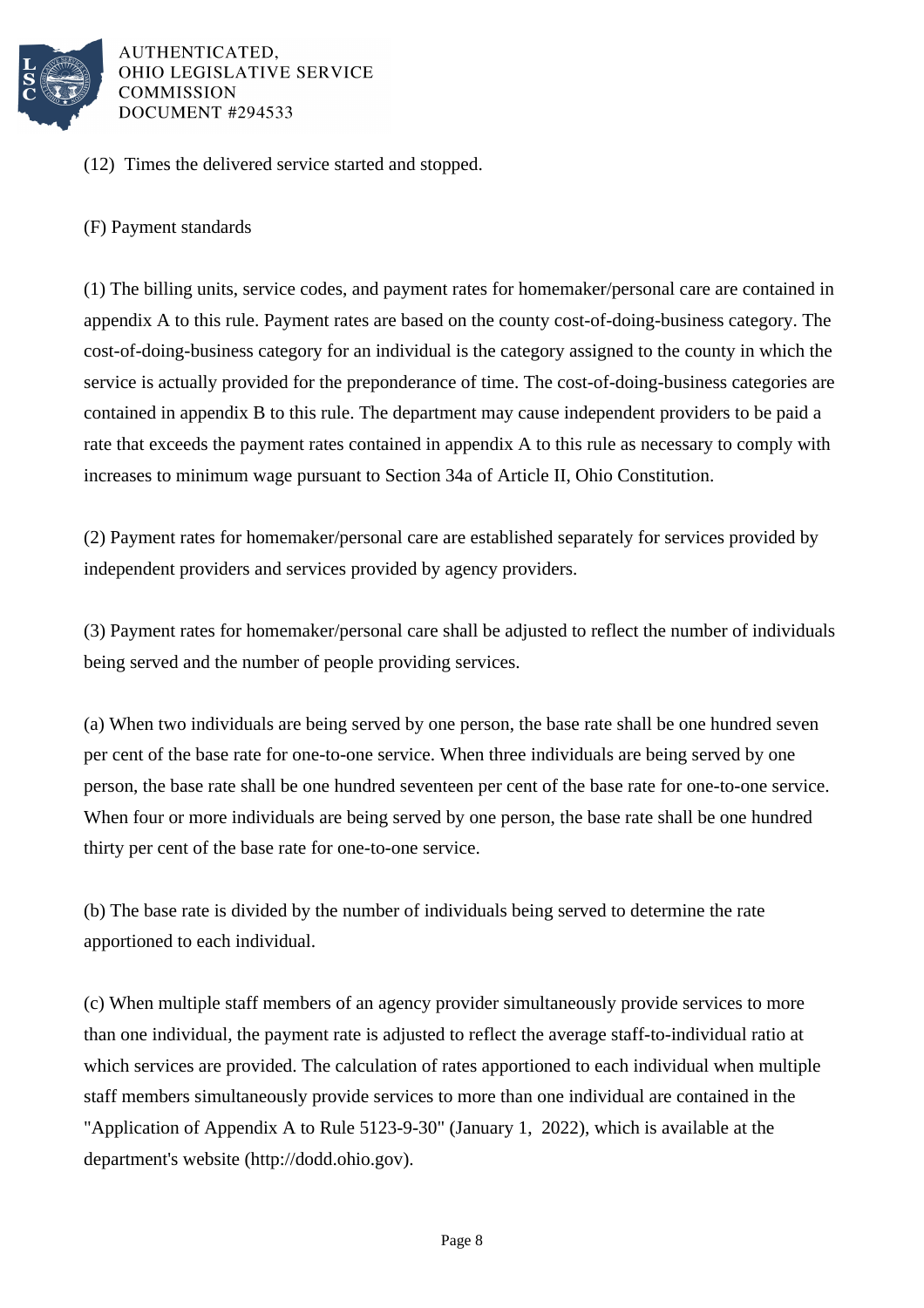(12) Times the delivered service started and stopped.

(F) Payment standards

(1) The billing units, service codes, and payment rates for homemaker/personal care are contained in appendix A to this rule. Payment rates are based on the county cost-of-doing-business category. The cost-of-doing-business category for an individual is the category assigned to the county in which the service is actually provided for the preponderance of time. The cost-of-doing-business categories are contained in appendix B to this rule. The department may cause independent providers to be paid a rate that exceeds the payment rates contained in appendix A to this rule as necessary to comply with increases to minimum wage pursuant to Section 34a of Article II, Ohio Constitution.

(2) Payment rates for homemaker/personal care are established separately for services provided by independent providers and services provided by agency providers.

(3) Payment rates for homemaker/personal care shall be adjusted to reflect the number of individuals being served and the number of people providing services.

(a) When two individuals are being served by one person, the base rate shall be one hundred seven per cent of the base rate for one-to-one service. When three individuals are being served by one person, the base rate shall be one hundred seventeen per cent of the base rate for one-to-one service. When four or more individuals are being served by one person, the base rate shall be one hundred thirty per cent of the base rate for one-to-one service.

(b) The base rate is divided by the number of individuals being served to determine the rate apportioned to each individual.

(c) When multiple staff members of an agency provider simultaneously provide services to more than one individual, the payment rate is adjusted to reflect the average staff-to-individual ratio at which services are provided. The calculation of rates apportioned to each individual when multiple staff members simultaneously provide services to more than one individual are contained in the "Application of Appendix A to Rule 5123-9-30" (January 1, 2022), which is available at the department's website (http://dodd.ohio.gov).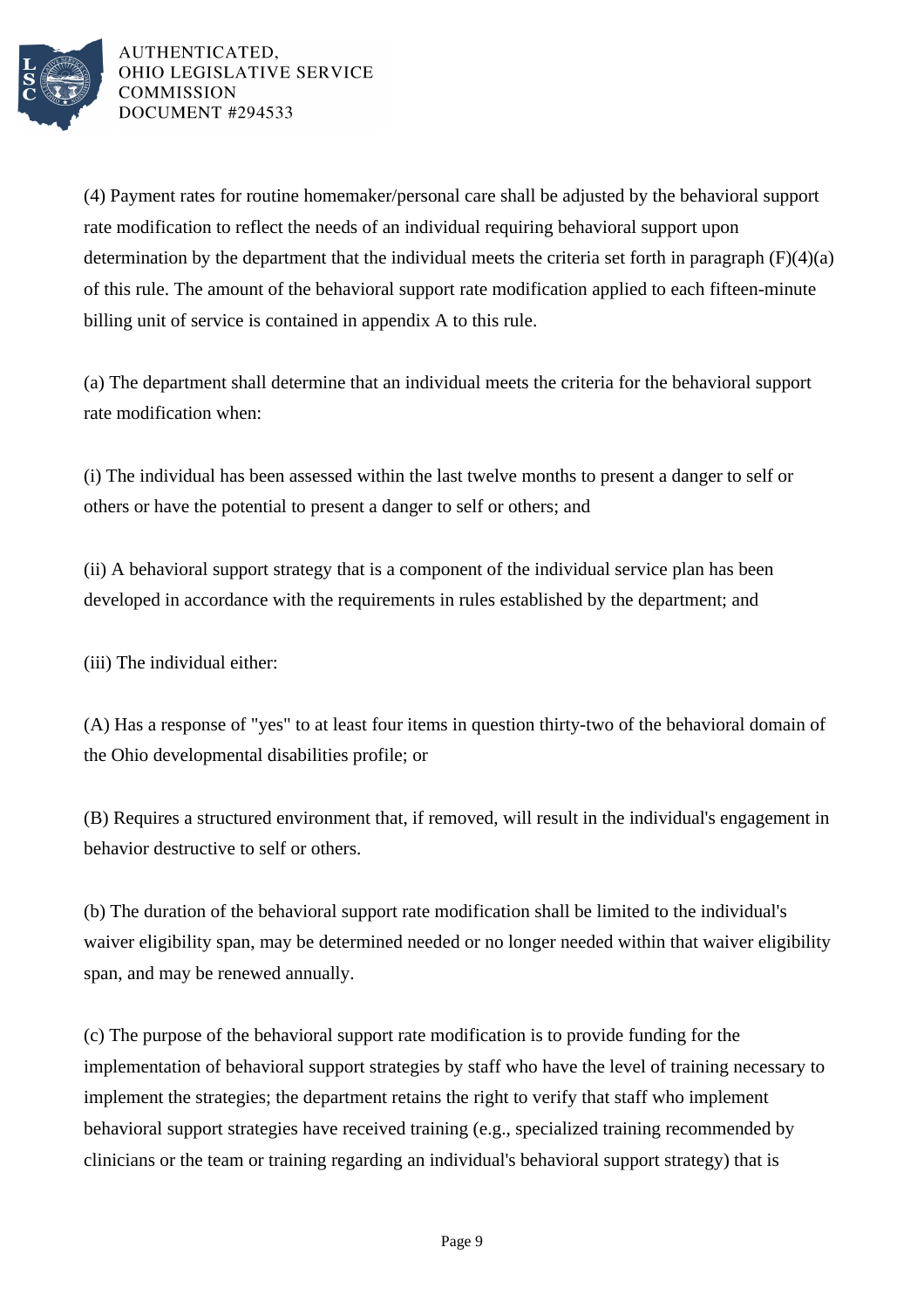(4) Payment rates for routine homemaker/personal care shall be adjusted by the behavioral support rate modification to reflect the needs of an individual requiring behavioral support upon determination by the department that the individual meets the criteria set forth in paragraph (F)(4)(a) of this rule. The amount of the behavioral support rate modification applied to each fifteen-minute billing unit of service is contained in appendix A to this rule.

(a) The department shall determine that an individual meets the criteria for the behavioral support rate modification when:

(i) The individual has been assessed within the last twelve months to present a danger to self or others or have the potential to present a danger to self or others; and

(ii) A behavioral support strategy that is a component of the individual service plan has been developed in accordance with the requirements in rules established by the department; and

(iii) The individual either:

(A) Has a response of "yes" to at least four items in question thirty-two of the behavioral domain of the Ohio developmental disabilities profile; or

(B) Requires a structured environment that, if removed, will result in the individual's engagement in behavior destructive to self or others.

(b) The duration of the behavioral support rate modification shall be limited to the individual's waiver eligibility span, may be determined needed or no longer needed within that waiver eligibility span, and may be renewed annually.

(c) The purpose of the behavioral support rate modification is to provide funding for the implementation of behavioral support strategies by staff who have the level of training necessary to implement the strategies; the department retains the right to verify that staff who implement behavioral support strategies have received training (e.g., specialized training recommended by clinicians or the team or training regarding an individual's behavioral support strategy) that is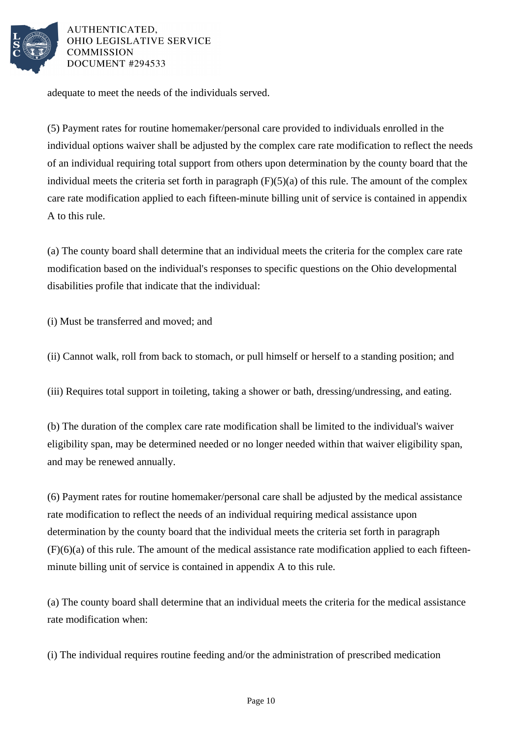adequate to meet the needs of the individuals served.

(5) Payment rates for routine homemaker/personal care provided to individuals enrolled in the individual options waiver shall be adjusted by the complex care rate modification to reflect the needs of an individual requiring total support from others upon determination by the county board that the individual meets the criteria set forth in paragraph (F)(5)(a) of this rule. The amount of the complex care rate modification applied to each fifteen-minute billing unit of service is contained in appendix A to this rule.

(a) The county board shall determine that an individual meets the criteria for the complex care rate modification based on the individual's responses to specific questions on the Ohio developmental disabilities profile that indicate that the individual:

(i) Must be transferred and moved; and

(ii) Cannot walk, roll from back to stomach, or pull himself or herself to a standing position; and

(iii) Requires total support in toileting, taking a shower or bath, dressing/undressing, and eating.

(b) The duration of the complex care rate modification shall be limited to the individual's waiver eligibility span, may be determined needed or no longer needed within that waiver eligibility span, and may be renewed annually.

(6) Payment rates for routine homemaker/personal care shall be adjusted by the medical assistance rate modification to reflect the needs of an individual requiring medical assistance upon determination by the county board that the individual meets the criteria set forth in paragraph (F)(6)(a) of this rule. The amount of the medical assistance rate modification applied to each fifteen-minute billing unit of service is contained in appendix A to this rule.

(a) The county board shall determine that an individual meets the criteria for the medical assistance rate modification when:

(i) The individual requires routine feeding and/or the administration of prescribed medication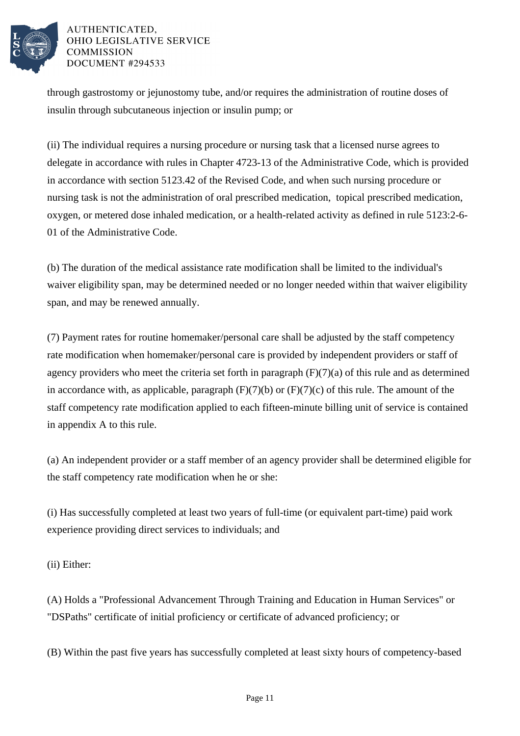through gastrostomy or jejunostomy tube, and/or requires the administration of routine doses of insulin through subcutaneous injection or insulin pump; or

(ii) The individual requires a nursing procedure or nursing task that a licensed nurse agrees to delegate in accordance with rules in Chapter 4723-13 of the Administrative Code, which is provided in accordance with section 5123.42 of the Revised Code, and when such nursing procedure or nursing task is not the administration of oral prescribed medication, topical prescribed medication, oxygen, or metered dose inhaled medication, or a health-related activity as defined in rule 5123:2-6-01 of the Administrative Code.

(b) The duration of the medical assistance rate modification shall be limited to the individual's waiver eligibility span, may be determined needed or no longer needed within that waiver eligibility span, and may be renewed annually.

(7) Payment rates for routine homemaker/personal care shall be adjusted by the staff competency rate modification when homemaker/personal care is provided by independent providers or staff of agency providers who meet the criteria set forth in paragraph (F)(7)(a) of this rule and as determined in accordance with, as applicable, paragraph (F)(7)(b) or (F)(7)(c) of this rule. The amount of the staff competency rate modification applied to each fifteen-minute billing unit of service is contained in appendix A to this rule.

(a) An independent provider or a staff member of an agency provider shall be determined eligible for the staff competency rate modification when he or she:

(i) Has successfully completed at least two years of full-time (or equivalent part-time) paid work experience providing direct services to individuals; and

(ii) Either:

(A) Holds a "Professional Advancement Through Training and Education in Human Services" or "DSPaths" certificate of initial proficiency or certificate of advanced proficiency; or

(B) Within the past five years has successfully completed at least sixty hours of competency-based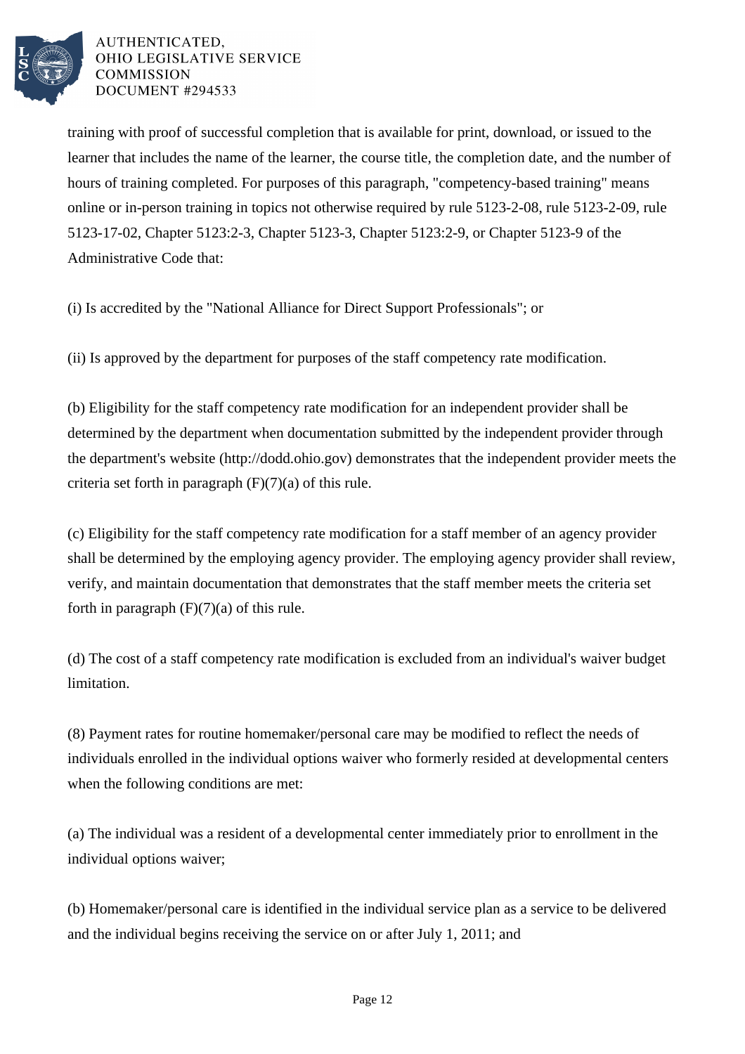training with proof of successful completion that is available for print, download, or issued to the learner that includes the name of the learner, the course title, the completion date, and the number of hours of training completed. For purposes of this paragraph, "competency-based training" means online or in-person training in topics not otherwise required by rule 5123-2-08, rule 5123-2-09, rule 5123-17-02, Chapter 5123:2-3, Chapter 5123-3, Chapter 5123:2-9, or Chapter 5123-9 of the Administrative Code that:

(i) Is accredited by the "National Alliance for Direct Support Professionals"; or

(ii) Is approved by the department for purposes of the staff competency rate modification.

(b) Eligibility for the staff competency rate modification for an independent provider shall be determined by the department when documentation submitted by the independent provider through the department's website (http://dodd.ohio.gov) demonstrates that the independent provider meets the criteria set forth in paragraph (F)(7)(a) of this rule.

(c) Eligibility for the staff competency rate modification for a staff member of an agency provider shall be determined by the employing agency provider. The employing agency provider shall review, verify, and maintain documentation that demonstrates that the staff member meets the criteria set forth in paragraph (F)(7)(a) of this rule.

(d) The cost of a staff competency rate modification is excluded from an individual's waiver budget limitation.

(8) Payment rates for routine homemaker/personal care may be modified to reflect the needs of individuals enrolled in the individual options waiver who formerly resided at developmental centers when the following conditions are met:

(a) The individual was a resident of a developmental center immediately prior to enrollment in the individual options waiver;

(b) Homemaker/personal care is identified in the individual service plan as a service to be delivered and the individual begins receiving the service on or after July 1, 2011; and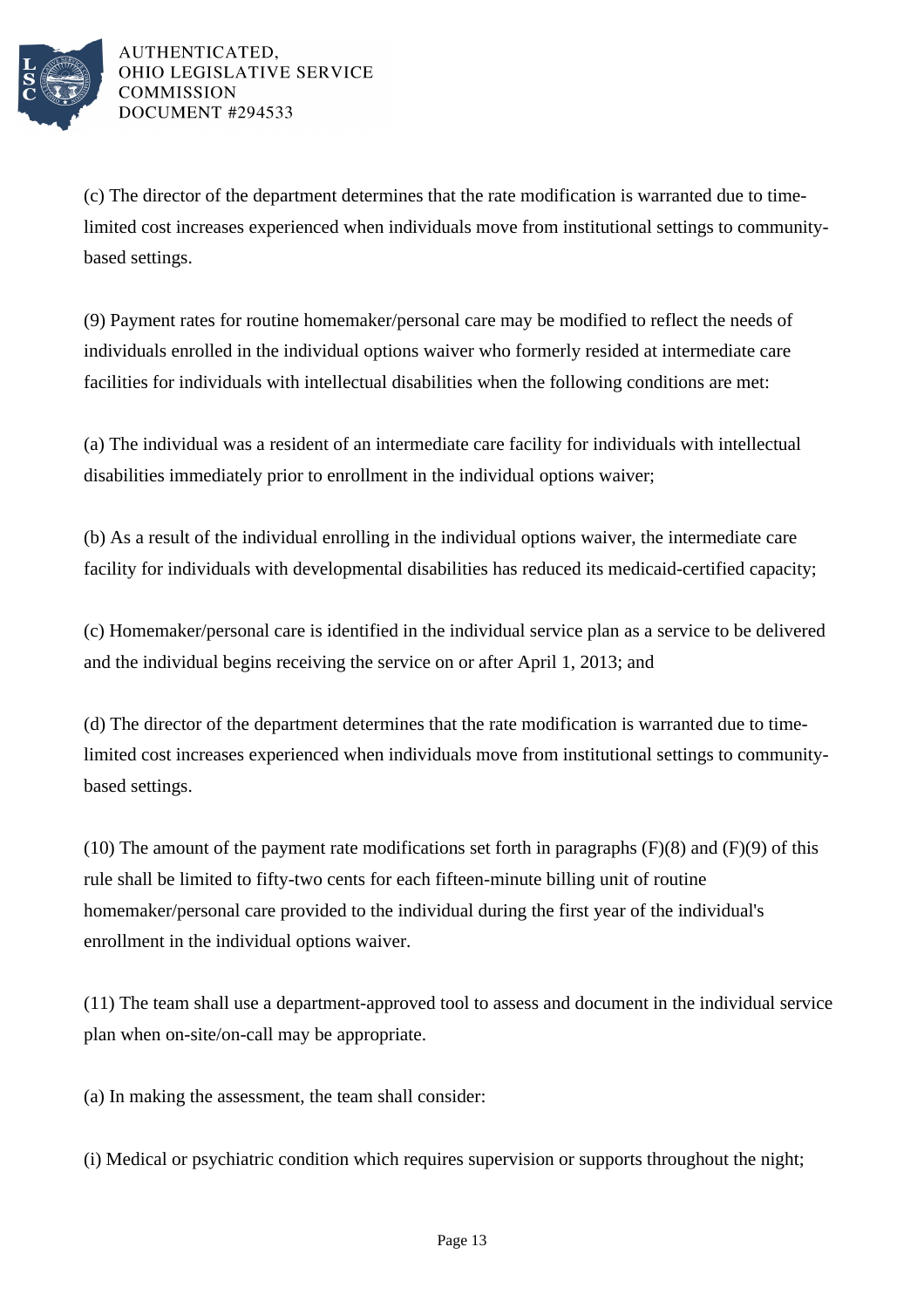(c) The director of the department determines that the rate modification is warranted due to time-limited cost increases experienced when individuals move from institutional settings to community-based settings.

(9) Payment rates for routine homemaker/personal care may be modified to reflect the needs of individuals enrolled in the individual options waiver who formerly resided at intermediate care facilities for individuals with intellectual disabilities when the following conditions are met:

(a) The individual was a resident of an intermediate care facility for individuals with intellectual disabilities immediately prior to enrollment in the individual options waiver;

(b) As a result of the individual enrolling in the individual options waiver, the intermediate care facility for individuals with developmental disabilities has reduced its medicaid-certified capacity;

(c) Homemaker/personal care is identified in the individual service plan as a service to be delivered and the individual begins receiving the service on or after April 1, 2013; and

(d) The director of the department determines that the rate modification is warranted due to time-limited cost increases experienced when individuals move from institutional settings to community-based settings.

(10) The amount of the payment rate modifications set forth in paragraphs (F)(8) and (F)(9) of this rule shall be limited to fifty-two cents for each fifteen-minute billing unit of routine homemaker/personal care provided to the individual during the first year of the individual's enrollment in the individual options waiver.

(11) The team shall use a department-approved tool to assess and document in the individual service plan when on-site/on-call may be appropriate.

(a) In making the assessment, the team shall consider:

(i) Medical or psychiatric condition which requires supervision or supports throughout the night;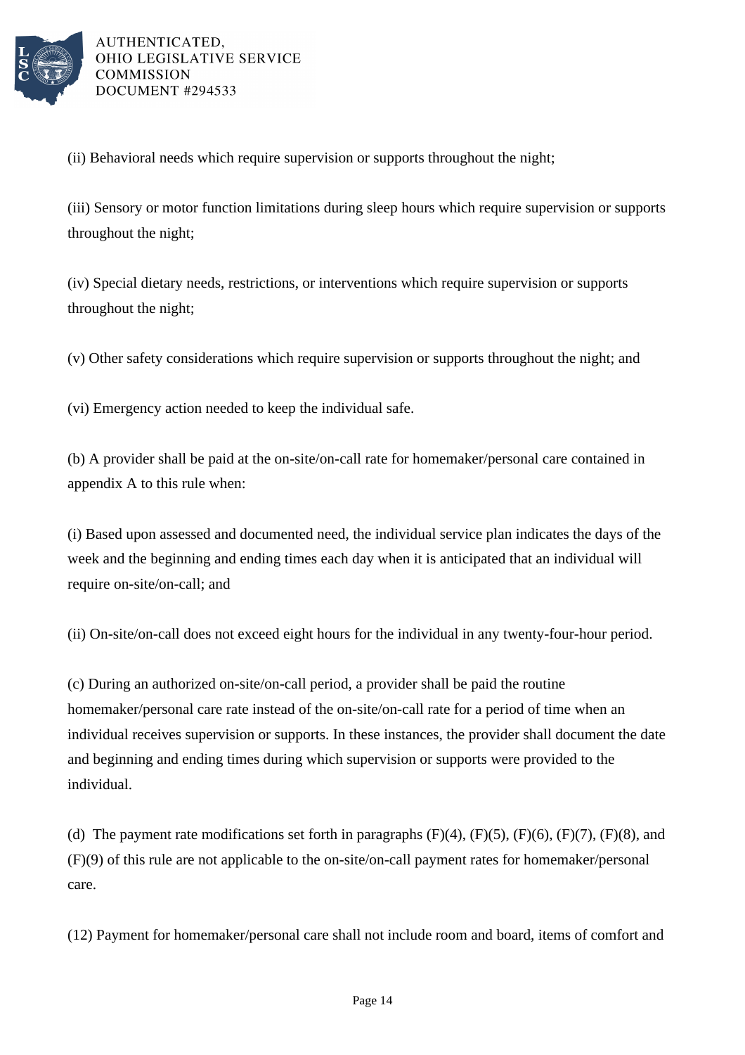(ii) Behavioral needs which require supervision or supports throughout the night;

(iii) Sensory or motor function limitations during sleep hours which require supervision or supports throughout the night;

(iv) Special dietary needs, restrictions, or interventions which require supervision or supports throughout the night;

(v) Other safety considerations which require supervision or supports throughout the night; and

(vi) Emergency action needed to keep the individual safe.

(b) A provider shall be paid at the on-site/on-call rate for homemaker/personal care contained in appendix A to this rule when:

(i) Based upon assessed and documented need, the individual service plan indicates the days of the week and the beginning and ending times each day when it is anticipated that an individual will require on-site/on-call; and

(ii) On-site/on-call does not exceed eight hours for the individual in any twenty-four-hour period.

(c) During an authorized on-site/on-call period, a provider shall be paid the routine homemaker/personal care rate instead of the on-site/on-call rate for a period of time when an individual receives supervision or supports. In these instances, the provider shall document the date and beginning and ending times during which supervision or supports were provided to the individual.

(d) The payment rate modifications set forth in paragraphs (F)(4), (F)(5), (F)(6), (F)(7), (F)(8), and (F)(9) of this rule are not applicable to the on-site/on-call payment rates for homemaker/personal care.

(12) Payment for homemaker/personal care shall not include room and board, items of comfort and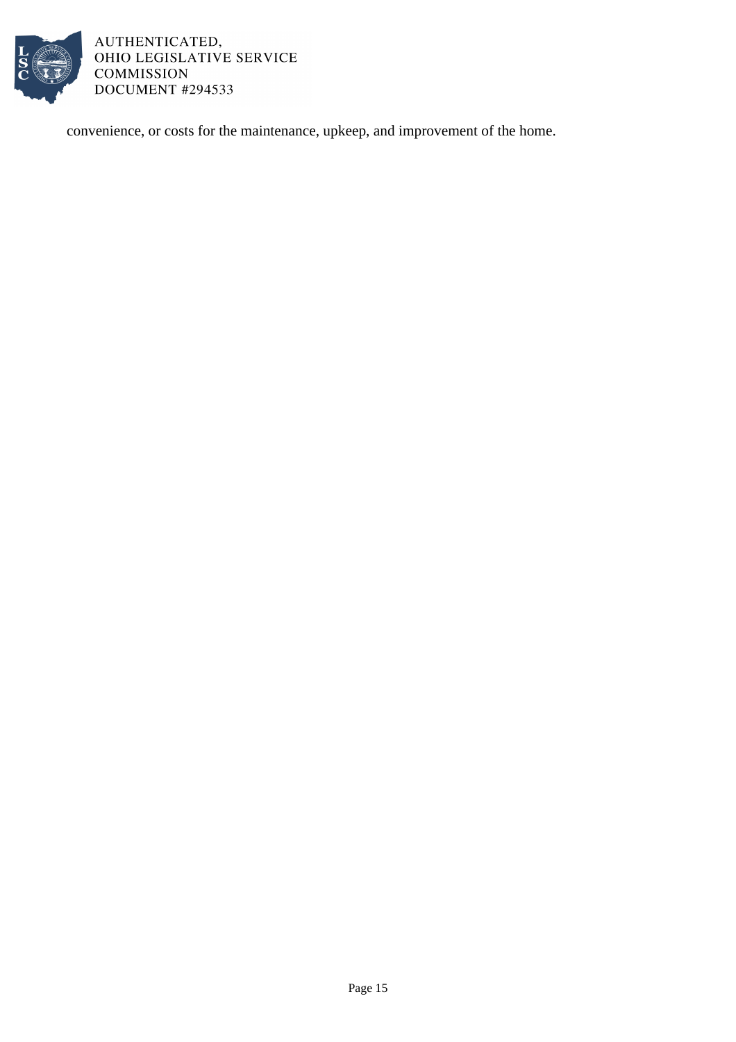convenience, or costs for the maintenance, upkeep, and improvement of the home.